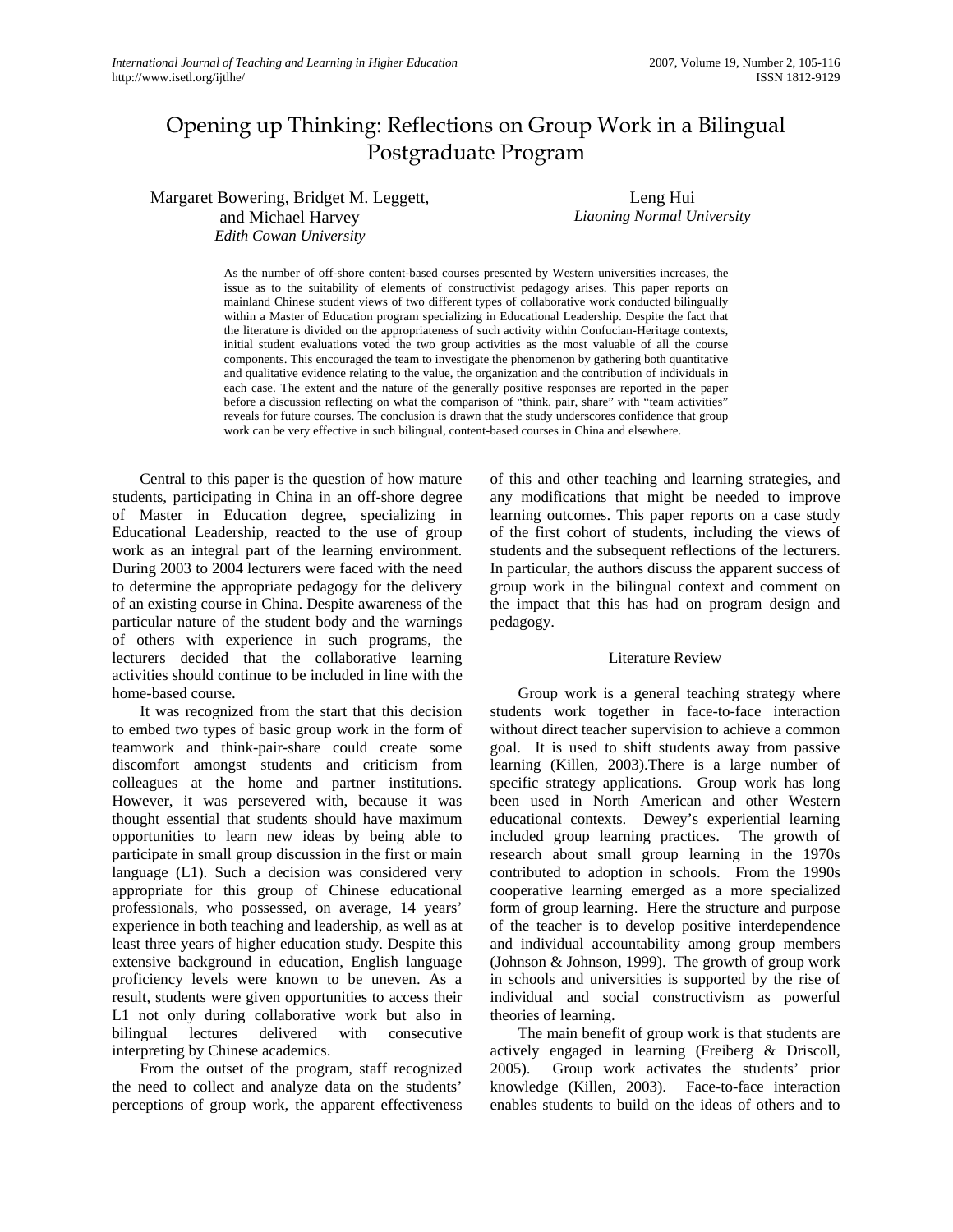# Opening up Thinking: Reflections on Group Work in a Bilingual Postgraduate Program

Margaret Bowering, Bridget M. Leggett, and Michael Harvey
*Edith Cowan University*

Leng Hui
*Liaoning Normal University*

As the number of off-shore content-based courses presented by Western universities increases, the issue as to the suitability of elements of constructivist pedagogy arises. This paper reports on mainland Chinese student views of two different types of collaborative work conducted bilingually within a Master of Education program specializing in Educational Leadership. Despite the fact that the literature is divided on the appropriateness of such activity within Confucian-Heritage contexts, initial student evaluations voted the two group activities as the most valuable of all the course components. This encouraged the team to investigate the phenomenon by gathering both quantitative and qualitative evidence relating to the value, the organization and the contribution of individuals in each case. The extent and the nature of the generally positive responses are reported in the paper before a discussion reflecting on what the comparison of "think, pair, share" with "team activities" reveals for future courses. The conclusion is drawn that the study underscores confidence that group work can be very effective in such bilingual, content-based courses in China and elsewhere.

Central to this paper is the question of how mature students, participating in China in an off-shore degree of Master in Education degree, specializing in Educational Leadership, reacted to the use of group work as an integral part of the learning environment. During 2003 to 2004 lecturers were faced with the need to determine the appropriate pedagogy for the delivery of an existing course in China. Despite awareness of the particular nature of the student body and the warnings of others with experience in such programs, the lecturers decided that the collaborative learning activities should continue to be included in line with the home-based course.

It was recognized from the start that this decision to embed two types of basic group work in the form of teamwork and think-pair-share could create some discomfort amongst students and criticism from colleagues at the home and partner institutions. However, it was persevered with, because it was thought essential that students should have maximum opportunities to learn new ideas by being able to participate in small group discussion in the first or main language (L1). Such a decision was considered very appropriate for this group of Chinese educational professionals, who possessed, on average, 14 years' experience in both teaching and leadership, as well as at least three years of higher education study. Despite this extensive background in education, English language proficiency levels were known to be uneven. As a result, students were given opportunities to access their L1 not only during collaborative work but also in bilingual lectures delivered with consecutive interpreting by Chinese academics.

From the outset of the program, staff recognized the need to collect and analyze data on the students' perceptions of group work, the apparent effectiveness of this and other teaching and learning strategies, and any modifications that might be needed to improve learning outcomes. This paper reports on a case study of the first cohort of students, including the views of students and the subsequent reflections of the lecturers. In particular, the authors discuss the apparent success of group work in the bilingual context and comment on the impact that this has had on program design and pedagogy.

## Literature Review

Group work is a general teaching strategy where students work together in face-to-face interaction without direct teacher supervision to achieve a common goal. It is used to shift students away from passive learning (Killen, 2003).There is a large number of specific strategy applications. Group work has long been used in North American and other Western educational contexts. Dewey's experiential learning included group learning practices. The growth of research about small group learning in the 1970s contributed to adoption in schools. From the 1990s cooperative learning emerged as a more specialized form of group learning. Here the structure and purpose of the teacher is to develop positive interdependence and individual accountability among group members (Johnson & Johnson, 1999). The growth of group work in schools and universities is supported by the rise of individual and social constructivism as powerful theories of learning.

The main benefit of group work is that students are actively engaged in learning (Freiberg & Driscoll, 2005). Group work activates the students' prior knowledge (Killen, 2003). Face-to-face interaction enables students to build on the ideas of others and to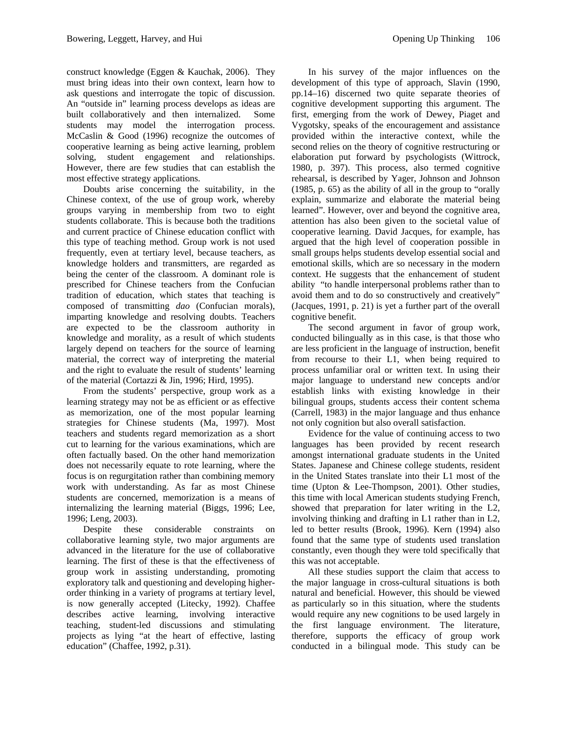construct knowledge (Eggen & Kauchak, 2006). They must bring ideas into their own context, learn how to ask questions and interrogate the topic of discussion. An "outside in" learning process develops as ideas are built collaboratively and then internalized. Some students may model the interrogation process. McCaslin & Good (1996) recognize the outcomes of cooperative learning as being active learning, problem solving, student engagement and relationships. However, there are few studies that can establish the most effective strategy applications.

Doubts arise concerning the suitability, in the Chinese context, of the use of group work, whereby groups varying in membership from two to eight students collaborate. This is because both the traditions and current practice of Chinese education conflict with this type of teaching method. Group work is not used frequently, even at tertiary level, because teachers, as knowledge holders and transmitters, are regarded as being the center of the classroom. A dominant role is prescribed for Chinese teachers from the Confucian tradition of education, which states that teaching is composed of transmitting *dao* (Confucian morals), imparting knowledge and resolving doubts. Teachers are expected to be the classroom authority in knowledge and morality, as a result of which students largely depend on teachers for the source of learning material, the correct way of interpreting the material and the right to evaluate the result of students' learning of the material (Cortazzi & Jin, 1996; Hird, 1995).

From the students' perspective, group work as a learning strategy may not be as efficient or as effective as memorization, one of the most popular learning strategies for Chinese students (Ma, 1997). Most teachers and students regard memorization as a short cut to learning for the various examinations, which are often factually based. On the other hand memorization does not necessarily equate to rote learning, where the focus is on regurgitation rather than combining memory work with understanding. As far as most Chinese students are concerned, memorization is a means of internalizing the learning material (Biggs, 1996; Lee, 1996; Leng, 2003).

Despite these considerable constraints on collaborative learning style, two major arguments are advanced in the literature for the use of collaborative learning. The first of these is that the effectiveness of group work in assisting understanding, promoting exploratory talk and questioning and developing higher-order thinking in a variety of programs at tertiary level, is now generally accepted (Litecky, 1992). Chaffee describes active learning, involving interactive teaching, student-led discussions and stimulating projects as lying "at the heart of effective, lasting education" (Chaffee, 1992, p.31).

In his survey of the major influences on the development of this type of approach, Slavin (1990, pp.14–16) discerned two quite separate theories of cognitive development supporting this argument. The first, emerging from the work of Dewey, Piaget and Vygotsky, speaks of the encouragement and assistance provided within the interactive context, while the second relies on the theory of cognitive restructuring or elaboration put forward by psychologists (Wittrock, 1980, p. 397). This process, also termed cognitive rehearsal, is described by Yager, Johnson and Johnson (1985, p. 65) as the ability of all in the group to "orally explain, summarize and elaborate the material being learned". However, over and beyond the cognitive area, attention has also been given to the societal value of cooperative learning. David Jacques, for example, has argued that the high level of cooperation possible in small groups helps students develop essential social and emotional skills, which are so necessary in the modern context. He suggests that the enhancement of student ability "to handle interpersonal problems rather than to avoid them and to do so constructively and creatively" (Jacques, 1991, p. 21) is yet a further part of the overall cognitive benefit.

The second argument in favor of group work, conducted bilingually as in this case, is that those who are less proficient in the language of instruction, benefit from recourse to their L1, when being required to process unfamiliar oral or written text. In using their major language to understand new concepts and/or establish links with existing knowledge in their bilingual groups, students access their content schema (Carrell, 1983) in the major language and thus enhance not only cognition but also overall satisfaction.

Evidence for the value of continuing access to two languages has been provided by recent research amongst international graduate students in the United States. Japanese and Chinese college students, resident in the United States translate into their L1 most of the time (Upton & Lee-Thompson, 2001). Other studies, this time with local American students studying French, showed that preparation for later writing in the L2, involving thinking and drafting in L1 rather than in L2, led to better results (Brook, 1996). Kern (1994) also found that the same type of students used translation constantly, even though they were told specifically that this was not acceptable.

All these studies support the claim that access to the major language in cross-cultural situations is both natural and beneficial. However, this should be viewed as particularly so in this situation, where the students would require any new cognitions to be used largely in the first language environment. The literature, therefore, supports the efficacy of group work conducted in a bilingual mode. This study can be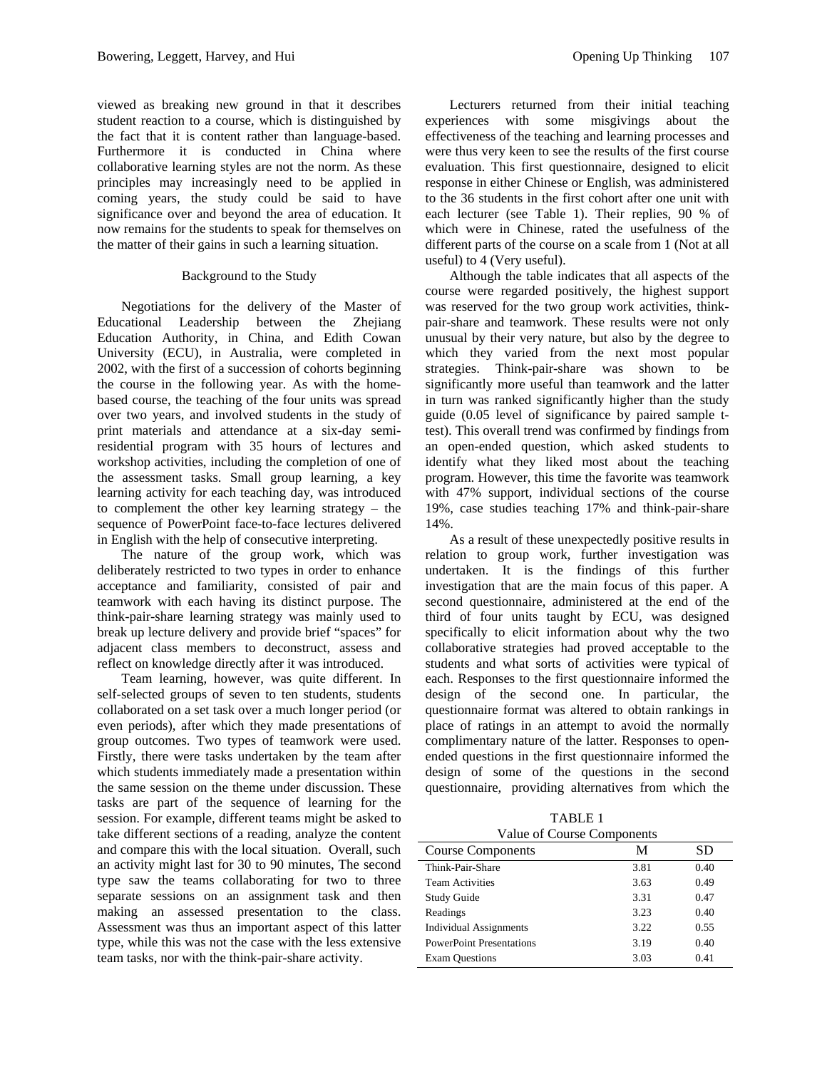viewed as breaking new ground in that it describes student reaction to a course, which is distinguished by the fact that it is content rather than language-based. Furthermore it is conducted in China where collaborative learning styles are not the norm. As these principles may increasingly need to be applied in coming years, the study could be said to have significance over and beyond the area of education. It now remains for the students to speak for themselves on the matter of their gains in such a learning situation.

## Background to the Study

Negotiations for the delivery of the Master of Educational Leadership between the Zhejiang Education Authority, in China, and Edith Cowan University (ECU), in Australia, were completed in 2002, with the first of a succession of cohorts beginning the course in the following year. As with the home-based course, the teaching of the four units was spread over two years, and involved students in the study of print materials and attendance at a six-day semi-residential program with 35 hours of lectures and workshop activities, including the completion of one of the assessment tasks. Small group learning, a key learning activity for each teaching day, was introduced to complement the other key learning strategy – the sequence of PowerPoint face-to-face lectures delivered in English with the help of consecutive interpreting.

The nature of the group work, which was deliberately restricted to two types in order to enhance acceptance and familiarity, consisted of pair and teamwork with each having its distinct purpose. The think-pair-share learning strategy was mainly used to break up lecture delivery and provide brief "spaces" for adjacent class members to deconstruct, assess and reflect on knowledge directly after it was introduced.

Team learning, however, was quite different. In self-selected groups of seven to ten students, students collaborated on a set task over a much longer period (or even periods), after which they made presentations of group outcomes. Two types of teamwork were used. Firstly, there were tasks undertaken by the team after which students immediately made a presentation within the same session on the theme under discussion. These tasks are part of the sequence of learning for the session. For example, different teams might be asked to take different sections of a reading, analyze the content and compare this with the local situation. Overall, such an activity might last for 30 to 90 minutes, The second type saw the teams collaborating for two to three separate sessions on an assignment task and then making an assessed presentation to the class. Assessment was thus an important aspect of this latter type, while this was not the case with the less extensive team tasks, nor with the think-pair-share activity.

Lecturers returned from their initial teaching experiences with some misgivings about the effectiveness of the teaching and learning processes and were thus very keen to see the results of the first course evaluation. This first questionnaire, designed to elicit response in either Chinese or English, was administered to the 36 students in the first cohort after one unit with each lecturer (see Table 1). Their replies, 90 % of which were in Chinese, rated the usefulness of the different parts of the course on a scale from 1 (Not at all useful) to 4 (Very useful).

Although the table indicates that all aspects of the course were regarded positively, the highest support was reserved for the two group work activities, think-pair-share and teamwork. These results were not only unusual by their very nature, but also by the degree to which they varied from the next most popular strategies. Think-pair-share was shown to be significantly more useful than teamwork and the latter in turn was ranked significantly higher than the study guide (0.05 level of significance by paired sample t-test). This overall trend was confirmed by findings from an open-ended question, which asked students to identify what they liked most about the teaching program. However, this time the favorite was teamwork with 47% support, individual sections of the course 19%, case studies teaching 17% and think-pair-share 14%.

As a result of these unexpectedly positive results in relation to group work, further investigation was undertaken. It is the findings of this further investigation that are the main focus of this paper. A second questionnaire, administered at the end of the third of four units taught by ECU, was designed specifically to elicit information about why the two collaborative strategies had proved acceptable to the students and what sorts of activities were typical of each. Responses to the first questionnaire informed the design of the second one. In particular, the questionnaire format was altered to obtain rankings in place of ratings in an attempt to avoid the normally complimentary nature of the latter. Responses to open-ended questions in the first questionnaire informed the design of some of the questions in the second questionnaire, providing alternatives from which the

TABLE 1
Value of Course Components

| Course Components | M | SD |
|---|---|---|
| Think-Pair-Share | 3.81 | 0.40 |
| Team Activities | 3.63 | 0.49 |
| Study Guide | 3.31 | 0.47 |
| Readings | 3.23 | 0.40 |
| Individual Assignments | 3.22 | 0.55 |
| PowerPoint Presentations | 3.19 | 0.40 |
| Exam Questions | 3.03 | 0.41 |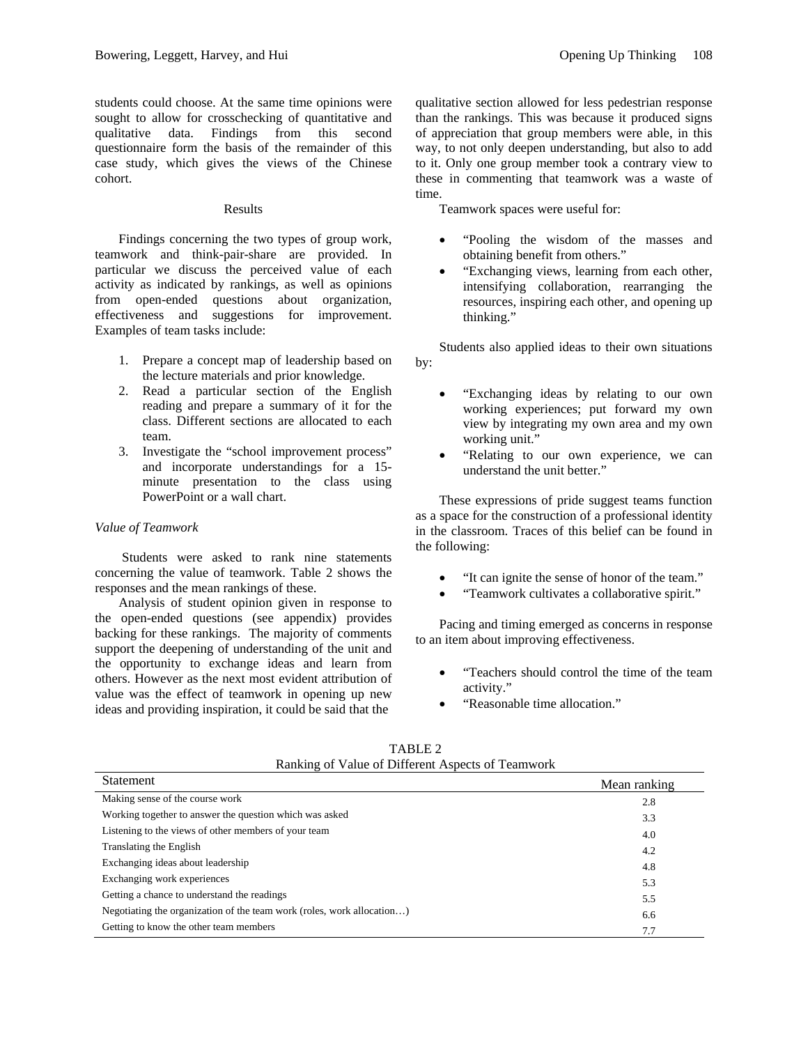students could choose. At the same time opinions were sought to allow for crosschecking of quantitative and qualitative data. Findings from this second questionnaire form the basis of the remainder of this case study, which gives the views of the Chinese cohort.

## Results

Findings concerning the two types of group work, teamwork and think-pair-share are provided. In particular we discuss the perceived value of each activity as indicated by rankings, as well as opinions from open-ended questions about organization, effectiveness and suggestions for improvement. Examples of team tasks include:

1. Prepare a concept map of leadership based on the lecture materials and prior knowledge.
2. Read a particular section of the English reading and prepare a summary of it for the class. Different sections are allocated to each team.
3. Investigate the "school improvement process" and incorporate understandings for a 15-minute presentation to the class using PowerPoint or a wall chart.

### *Value of Teamwork*

Students were asked to rank nine statements concerning the value of teamwork. Table 2 shows the responses and the mean rankings of these.

Analysis of student opinion given in response to the open-ended questions (see appendix) provides backing for these rankings. The majority of comments support the deepening of understanding of the unit and the opportunity to exchange ideas and learn from others. However as the next most evident attribution of value was the effect of teamwork in opening up new ideas and providing inspiration, it could be said that the qualitative section allowed for less pedestrian response than the rankings. This was because it produced signs of appreciation that group members were able, in this way, to not only deepen understanding, but also to add to it. Only one group member took a contrary view to these in commenting that teamwork was a waste of time.

Teamwork spaces were useful for:

- "Pooling the wisdom of the masses and obtaining benefit from others."
- "Exchanging views, learning from each other, intensifying collaboration, rearranging the resources, inspiring each other, and opening up thinking."

Students also applied ideas to their own situations by:

- "Exchanging ideas by relating to our own working experiences; put forward my own view by integrating my own area and my own working unit."
- "Relating to our own experience, we can understand the unit better."

These expressions of pride suggest teams function as a space for the construction of a professional identity in the classroom. Traces of this belief can be found in the following:

- "It can ignite the sense of honor of the team."
- "Teamwork cultivates a collaborative spirit."

Pacing and timing emerged as concerns in response to an item about improving effectiveness.

- "Teachers should control the time of the team activity."
- "Reasonable time allocation."

TABLE 2
Ranking of Value of Different Aspects of Teamwork

| Statement | Mean ranking |
|---|---|
| Making sense of the course work | 2.8 |
| Working together to answer the question which was asked | 3.3 |
| Listening to the views of other members of your team | 4.0 |
| Translating the English | 4.2 |
| Exchanging ideas about leadership | 4.8 |
| Exchanging work experiences | 5.3 |
| Getting a chance to understand the readings | 5.5 |
| Negotiating the organization of the team work (roles, work allocation…) | 6.6 |
| Getting to know the other team members | 7.7 |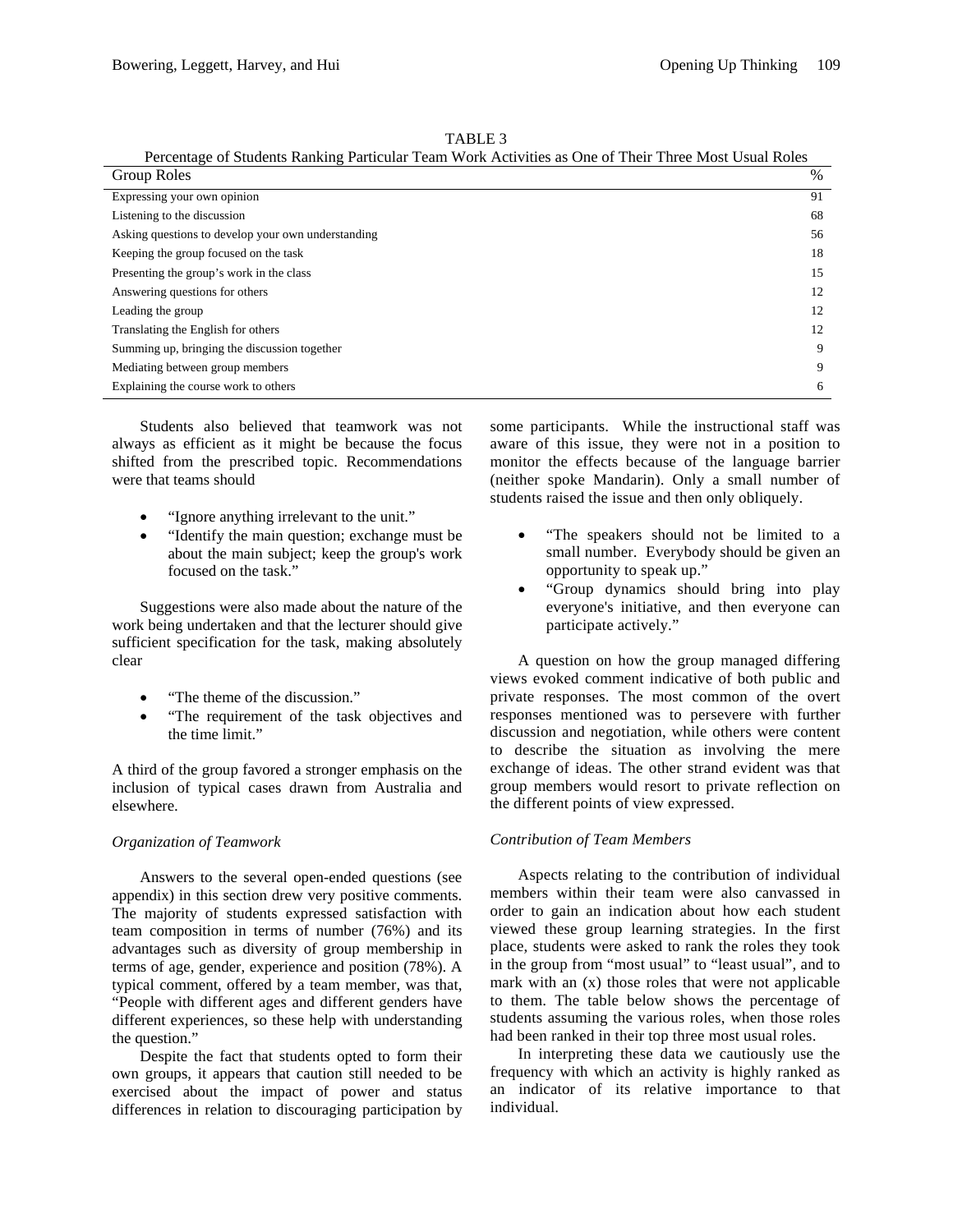TABLE 3
Percentage of Students Ranking Particular Team Work Activities as One of Their Three Most Usual Roles

| Group Roles | % |
|---|---|
| Expressing your own opinion | 91 |
| Listening to the discussion | 68 |
| Asking questions to develop your own understanding | 56 |
| Keeping the group focused on the task | 18 |
| Presenting the group's work in the class | 15 |
| Answering questions for others | 12 |
| Leading the group | 12 |
| Translating the English for others | 12 |
| Summing up, bringing the discussion together | 9 |
| Mediating between group members | 9 |
| Explaining the course work to others | 6 |

Students also believed that teamwork was not always as efficient as it might be because the focus shifted from the prescribed topic. Recommendations were that teams should

- "Ignore anything irrelevant to the unit."
- "Identify the main question; exchange must be about the main subject; keep the group's work focused on the task."

Suggestions were also made about the nature of the work being undertaken and that the lecturer should give sufficient specification for the task, making absolutely clear

- "The theme of the discussion."
- "The requirement of the task objectives and the time limit."

A third of the group favored a stronger emphasis on the inclusion of typical cases drawn from Australia and elsewhere.

*Organization of Teamwork*

Answers to the several open-ended questions (see appendix) in this section drew very positive comments. The majority of students expressed satisfaction with team composition in terms of number (76%) and its advantages such as diversity of group membership in terms of age, gender, experience and position (78%). A typical comment, offered by a team member, was that, "People with different ages and different genders have different experiences, so these help with understanding the question."

Despite the fact that students opted to form their own groups, it appears that caution still needed to be exercised about the impact of power and status differences in relation to discouraging participation by some participants. While the instructional staff was aware of this issue, they were not in a position to monitor the effects because of the language barrier (neither spoke Mandarin). Only a small number of students raised the issue and then only obliquely.

- "The speakers should not be limited to a small number. Everybody should be given an opportunity to speak up."
- "Group dynamics should bring into play everyone's initiative, and then everyone can participate actively."

A question on how the group managed differing views evoked comment indicative of both public and private responses. The most common of the overt responses mentioned was to persevere with further discussion and negotiation, while others were content to describe the situation as involving the mere exchange of ideas. The other strand evident was that group members would resort to private reflection on the different points of view expressed.

*Contribution of Team Members*

Aspects relating to the contribution of individual members within their team were also canvassed in order to gain an indication about how each student viewed these group learning strategies. In the first place, students were asked to rank the roles they took in the group from "most usual" to "least usual", and to mark with an (x) those roles that were not applicable to them. The table below shows the percentage of students assuming the various roles, when those roles had been ranked in their top three most usual roles.

In interpreting these data we cautiously use the frequency with which an activity is highly ranked as an indicator of its relative importance to that individual.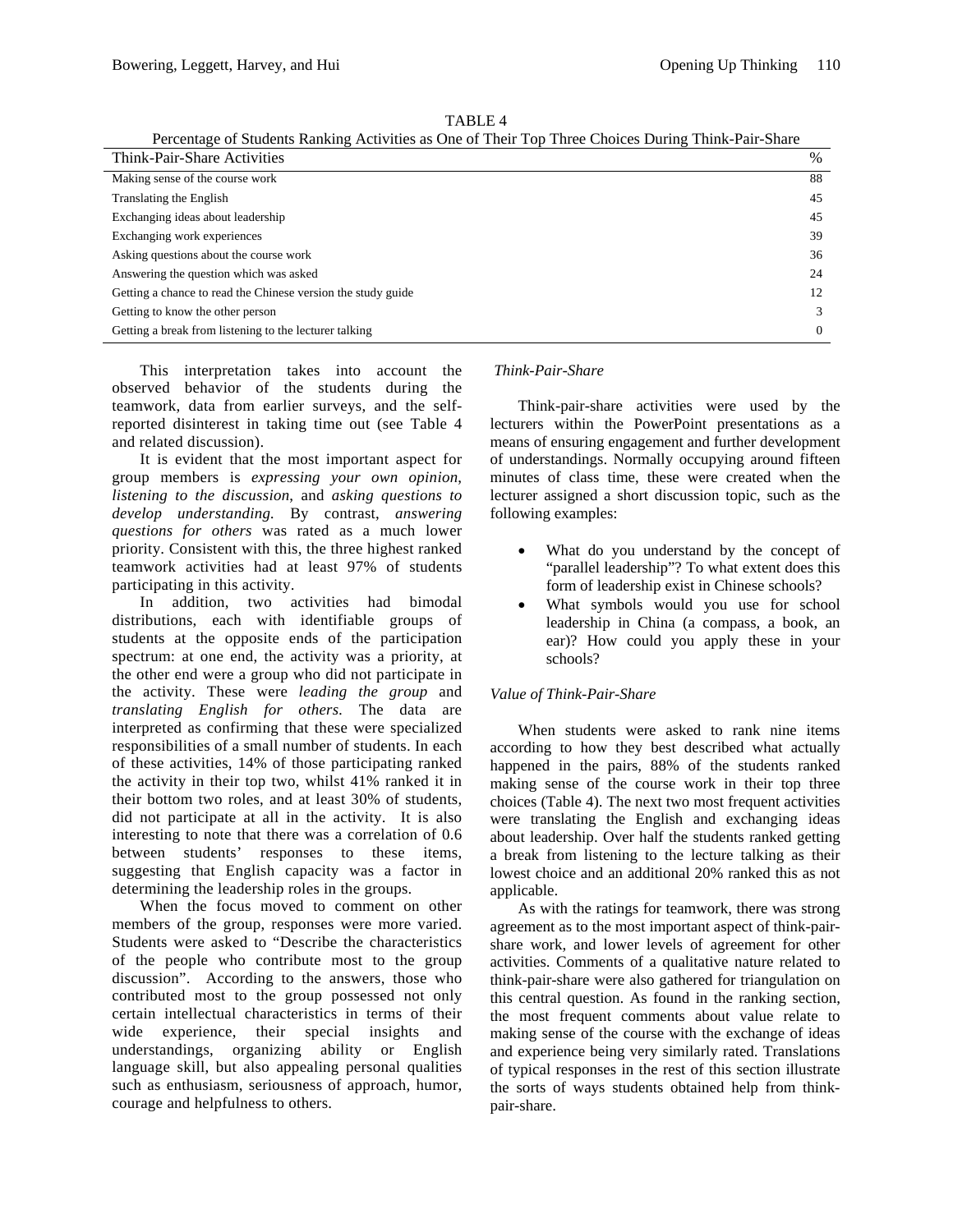TABLE 4
Percentage of Students Ranking Activities as One of Their Top Three Choices During Think-Pair-Share

| Think-Pair-Share Activities | % |
|---|---|
| Making sense of the course work | 88 |
| Translating the English | 45 |
| Exchanging ideas about leadership | 45 |
| Exchanging work experiences | 39 |
| Asking questions about the course work | 36 |
| Answering the question which was asked | 24 |
| Getting a chance to read the Chinese version the study guide | 12 |
| Getting to know the other person | 3 |
| Getting a break from listening to the lecturer talking | 0 |

This interpretation takes into account the observed behavior of the students during the teamwork, data from earlier surveys, and the self-reported disinterest in taking time out (see Table 4 and related discussion).

It is evident that the most important aspect for group members is *expressing your own opinion*, *listening to the discussion*, and *asking questions to develop understanding.* By contrast, *answering questions for others* was rated as a much lower priority. Consistent with this, the three highest ranked teamwork activities had at least 97% of students participating in this activity.

In addition, two activities had bimodal distributions, each with identifiable groups of students at the opposite ends of the participation spectrum: at one end, the activity was a priority, at the other end were a group who did not participate in the activity. These were *leading the group* and *translating English for others.* The data are interpreted as confirming that these were specialized responsibilities of a small number of students. In each of these activities, 14% of those participating ranked the activity in their top two, whilst 41% ranked it in their bottom two roles, and at least 30% of students, did not participate at all in the activity. It is also interesting to note that there was a correlation of 0.6 between students' responses to these items, suggesting that English capacity was a factor in determining the leadership roles in the groups.

When the focus moved to comment on other members of the group, responses were more varied. Students were asked to "Describe the characteristics of the people who contribute most to the group discussion". According to the answers, those who contributed most to the group possessed not only certain intellectual characteristics in terms of their wide experience, their special insights and understandings, organizing ability or English language skill, but also appealing personal qualities such as enthusiasm, seriousness of approach, humor, courage and helpfulness to others.

*Think-Pair-Share*

Think-pair-share activities were used by the lecturers within the PowerPoint presentations as a means of ensuring engagement and further development of understandings. Normally occupying around fifteen minutes of class time, these were created when the lecturer assigned a short discussion topic, such as the following examples:

- What do you understand by the concept of "parallel leadership"? To what extent does this form of leadership exist in Chinese schools?
- What symbols would you use for school leadership in China (a compass, a book, an ear)? How could you apply these in your schools?

*Value of Think-Pair-Share*

When students were asked to rank nine items according to how they best described what actually happened in the pairs, 88% of the students ranked making sense of the course work in their top three choices (Table 4). The next two most frequent activities were translating the English and exchanging ideas about leadership. Over half the students ranked getting a break from listening to the lecture talking as their lowest choice and an additional 20% ranked this as not applicable.

As with the ratings for teamwork, there was strong agreement as to the most important aspect of think-pair-share work, and lower levels of agreement for other activities. Comments of a qualitative nature related to think-pair-share were also gathered for triangulation on this central question. As found in the ranking section, the most frequent comments about value relate to making sense of the course with the exchange of ideas and experience being very similarly rated. Translations of typical responses in the rest of this section illustrate the sorts of ways students obtained help from think-pair-share.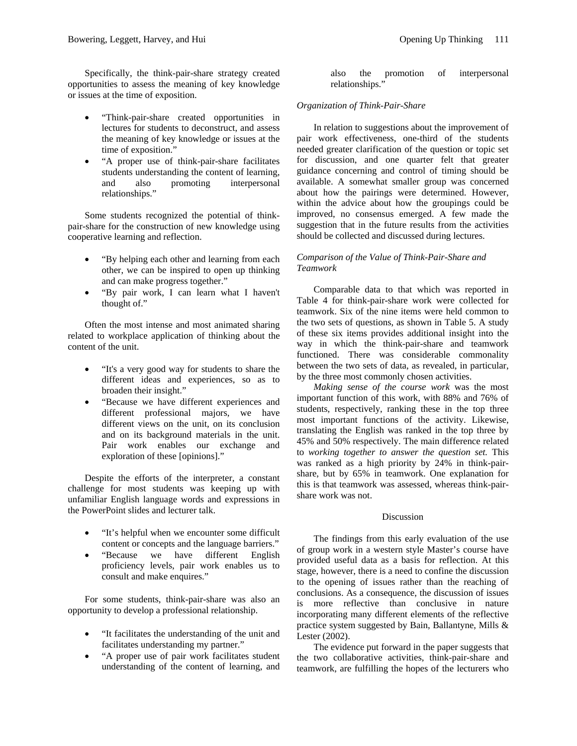Specifically, the think-pair-share strategy created opportunities to assess the meaning of key knowledge or issues at the time of exposition.

- "Think-pair-share created opportunities in lectures for students to deconstruct, and assess the meaning of key knowledge or issues at the time of exposition."
- "A proper use of think-pair-share facilitates students understanding the content of learning, and also promoting interpersonal relationships."

Some students recognized the potential of think-pair-share for the construction of new knowledge using cooperative learning and reflection.

- "By helping each other and learning from each other, we can be inspired to open up thinking and can make progress together."
- "By pair work, I can learn what I haven't thought of."

Often the most intense and most animated sharing related to workplace application of thinking about the content of the unit.

- "It's a very good way for students to share the different ideas and experiences, so as to broaden their insight."
- "Because we have different experiences and different professional majors, we have different views on the unit, on its conclusion and on its background materials in the unit. Pair work enables our exchange and exploration of these [opinions]."

Despite the efforts of the interpreter, a constant challenge for most students was keeping up with unfamiliar English language words and expressions in the PowerPoint slides and lecturer talk.

- "It's helpful when we encounter some difficult content or concepts and the language barriers."
- "Because we have different English proficiency levels, pair work enables us to consult and make enquires."

For some students, think-pair-share was also an opportunity to develop a professional relationship.

- "It facilitates the understanding of the unit and facilitates understanding my partner."
- "A proper use of pair work facilitates student understanding of the content of learning, and also the promotion of interpersonal relationships."

### *Organization of Think-Pair-Share*

In relation to suggestions about the improvement of pair work effectiveness, one-third of the students needed greater clarification of the question or topic set for discussion, and one quarter felt that greater guidance concerning and control of timing should be available. A somewhat smaller group was concerned about how the pairings were determined. However, within the advice about how the groupings could be improved, no consensus emerged. A few made the suggestion that in the future results from the activities should be collected and discussed during lectures.

### *Comparison of the Value of Think-Pair-Share and Teamwork*

Comparable data to that which was reported in Table 4 for think-pair-share work were collected for teamwork. Six of the nine items were held common to the two sets of questions, as shown in Table 5. A study of these six items provides additional insight into the way in which the think-pair-share and teamwork functioned. There was considerable commonality between the two sets of data, as revealed, in particular, by the three most commonly chosen activities.

*Making sense of the course work* was the most important function of this work, with 88% and 76% of students, respectively, ranking these in the top three most important functions of the activity. Likewise, translating the English was ranked in the top three by 45% and 50% respectively. The main difference related to *working together to answer the question set.* This was ranked as a high priority by 24% in think-pair-share, but by 65% in teamwork. One explanation for this is that teamwork was assessed, whereas think-pair-share work was not.

## Discussion

The findings from this early evaluation of the use of group work in a western style Master's course have provided useful data as a basis for reflection. At this stage, however, there is a need to confine the discussion to the opening of issues rather than the reaching of conclusions. As a consequence, the discussion of issues is more reflective than conclusive in nature incorporating many different elements of the reflective practice system suggested by Bain, Ballantyne, Mills & Lester (2002).

The evidence put forward in the paper suggests that the two collaborative activities, think-pair-share and teamwork, are fulfilling the hopes of the lecturers who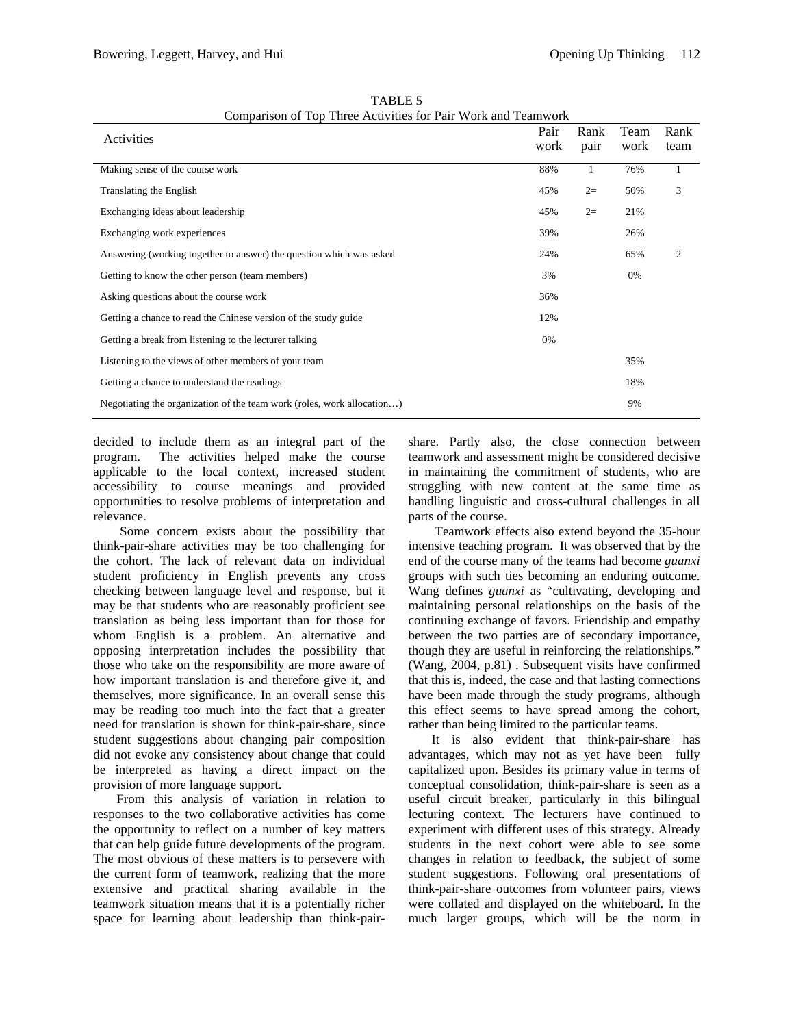TABLE 5
Comparison of Top Three Activities for Pair Work and Teamwork

| Activities | Pair work | Rank pair | Team work | Rank team |
|---|---|---|---|---|
| Making sense of the course work | 88% | 1 | 76% | 1 |
| Translating the English | 45% | 2= | 50% | 3 |
| Exchanging ideas about leadership | 45% | 2= | 21% | |
| Exchanging work experiences | 39% | | 26% | |
| Answering (working together to answer) the question which was asked | 24% | | 65% | 2 |
| Getting to know the other person (team members) | 3% | | 0% | |
| Asking questions about the course work | 36% | | | |
| Getting a chance to read the Chinese version of the study guide | 12% | | | |
| Getting a break from listening to the lecturer talking | 0% | | | |
| Listening to the views of other members of your team | | | 35% | |
| Getting a chance to understand the readings | | | 18% | |
| Negotiating the organization of the team work (roles, work allocation…) | | | 9% | |

decided to include them as an integral part of the program. The activities helped make the course applicable to the local context, increased student accessibility to course meanings and provided opportunities to resolve problems of interpretation and relevance.

Some concern exists about the possibility that think-pair-share activities may be too challenging for the cohort. The lack of relevant data on individual student proficiency in English prevents any cross checking between language level and response, but it may be that students who are reasonably proficient see translation as being less important than for those for whom English is a problem. An alternative and opposing interpretation includes the possibility that those who take on the responsibility are more aware of how important translation is and therefore give it, and themselves, more significance. In an overall sense this may be reading too much into the fact that a greater need for translation is shown for think-pair-share, since student suggestions about changing pair composition did not evoke any consistency about change that could be interpreted as having a direct impact on the provision of more language support.

From this analysis of variation in relation to responses to the two collaborative activities has come the opportunity to reflect on a number of key matters that can help guide future developments of the program. The most obvious of these matters is to persevere with the current form of teamwork, realizing that the more extensive and practical sharing available in the teamwork situation means that it is a potentially richer space for learning about leadership than think-pair-share. Partly also, the close connection between teamwork and assessment might be considered decisive in maintaining the commitment of students, who are struggling with new content at the same time as handling linguistic and cross-cultural challenges in all parts of the course.

Teamwork effects also extend beyond the 35-hour intensive teaching program. It was observed that by the end of the course many of the teams had become *guanxi* groups with such ties becoming an enduring outcome. Wang defines *guanxi* as "cultivating, developing and maintaining personal relationships on the basis of the continuing exchange of favors. Friendship and empathy between the two parties are of secondary importance, though they are useful in reinforcing the relationships." (Wang, 2004, p.81) . Subsequent visits have confirmed that this is, indeed, the case and that lasting connections have been made through the study programs, although this effect seems to have spread among the cohort, rather than being limited to the particular teams.

It is also evident that think-pair-share has advantages, which may not as yet have been fully capitalized upon. Besides its primary value in terms of conceptual consolidation, think-pair-share is seen as a useful circuit breaker, particularly in this bilingual lecturing context. The lecturers have continued to experiment with different uses of this strategy. Already students in the next cohort were able to see some changes in relation to feedback, the subject of some student suggestions. Following oral presentations of think-pair-share outcomes from volunteer pairs, views were collated and displayed on the whiteboard. In the much larger groups, which will be the norm in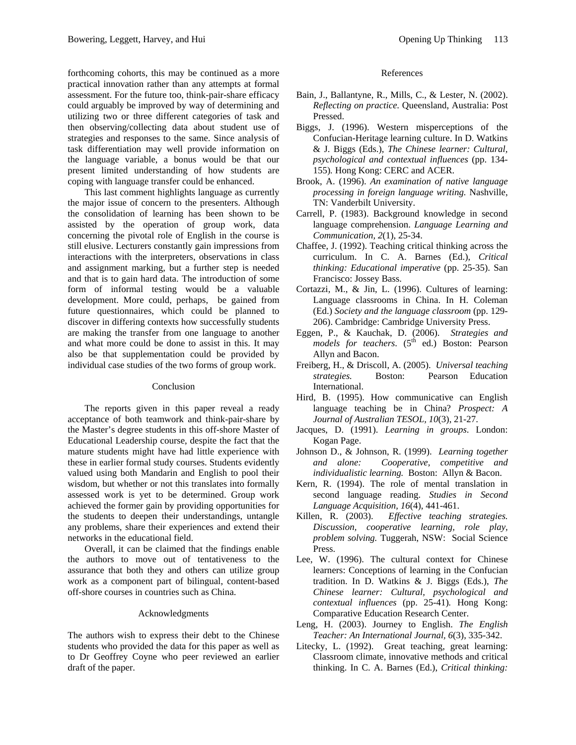forthcoming cohorts, this may be continued as a more practical innovation rather than any attempts at formal assessment. For the future too, think-pair-share efficacy could arguably be improved by way of determining and utilizing two or three different categories of task and then observing/collecting data about student use of strategies and responses to the same. Since analysis of task differentiation may well provide information on the language variable, a bonus would be that our present limited understanding of how students are coping with language transfer could be enhanced.

This last comment highlights language as currently the major issue of concern to the presenters. Although the consolidation of learning has been shown to be assisted by the operation of group work, data concerning the pivotal role of English in the course is still elusive. Lecturers constantly gain impressions from interactions with the interpreters, observations in class and assignment marking, but a further step is needed and that is to gain hard data. The introduction of some form of informal testing would be a valuable development. More could, perhaps, be gained from future questionnaires, which could be planned to discover in differing contexts how successfully students are making the transfer from one language to another and what more could be done to assist in this. It may also be that supplementation could be provided by individual case studies of the two forms of group work.

## Conclusion

The reports given in this paper reveal a ready acceptance of both teamwork and think-pair-share by the Master's degree students in this off-shore Master of Educational Leadership course, despite the fact that the mature students might have had little experience with these in earlier formal study courses. Students evidently valued using both Mandarin and English to pool their wisdom, but whether or not this translates into formally assessed work is yet to be determined. Group work achieved the former gain by providing opportunities for the students to deepen their understandings, untangle any problems, share their experiences and extend their networks in the educational field.

Overall, it can be claimed that the findings enable the authors to move out of tentativeness to the assurance that both they and others can utilize group work as a component part of bilingual, content-based off-shore courses in countries such as China.

## Acknowledgments

The authors wish to express their debt to the Chinese students who provided the data for this paper as well as to Dr Geoffrey Coyne who peer reviewed an earlier draft of the paper.

## References

Bain, J., Ballantyne, R., Mills, C., & Lester, N. (2002). *Reflecting on practice.* Queensland, Australia: Post Pressed.

Biggs, J. (1996). Western misperceptions of the Confucian-Heritage learning culture. In D. Watkins & J. Biggs (Eds.), *The Chinese learner: Cultural, psychological and contextual influences* (pp. 134-155). Hong Kong: CERC and ACER.

Brook, A. (1996). *An examination of native language processing in foreign language writing.* Nashville, TN: Vanderbilt University.

Carrell, P. (1983). Background knowledge in second language comprehension. *Language Learning and Communication, 2*(1), 25-34.

Chaffee, J. (1992). Teaching critical thinking across the curriculum. In C. A. Barnes (Ed.), *Critical thinking: Educational imperative* (pp. 25-35). San Francisco: Jossey Bass.

Cortazzi, M., & Jin, L. (1996). Cultures of learning: Language classrooms in China. In H. Coleman (Ed.) *Society and the language classroom* (pp. 129-206). Cambridge: Cambridge University Press.

Eggen, P., & Kauchak, D. (2006). *Strategies and models for teachers*. (5th ed.) Boston: Pearson Allyn and Bacon.

Freiberg, H., & Driscoll, A. (2005). *Universal teaching strategies.* Boston: Pearson Education International.

Hird, B. (1995). How communicative can English language teaching be in China? *Prospect: A Journal of Australian TESOL, 10*(3), 21-27.

Jacques, D. (1991). *Learning in groups*. London: Kogan Page.

Johnson D., & Johnson, R. (1999). *Learning together and alone: Cooperative, competitive and individualistic learning.* Boston: Allyn & Bacon.

Kern, R. (1994). The role of mental translation in second language reading. *Studies in Second Language Acquisition, 16*(4), 441-461.

Killen, R. (2003). *Effective teaching strategies. Discussion, cooperative learning, role play, problem solving.* Tuggerah, NSW: Social Science Press.

Lee, W. (1996). The cultural context for Chinese learners: Conceptions of learning in the Confucian tradition. In D. Watkins & J. Biggs (Eds.), *The Chinese learner: Cultural, psychological and contextual influences* (pp. 25-41). Hong Kong: Comparative Education Research Center.

Leng, H. (2003). Journey to English. *The English Teacher: An International Journal, 6*(3), 335-342.

Litecky, L. (1992). Great teaching, great learning: Classroom climate, innovative methods and critical thinking. In C. A. Barnes (Ed.), *Critical thinking:*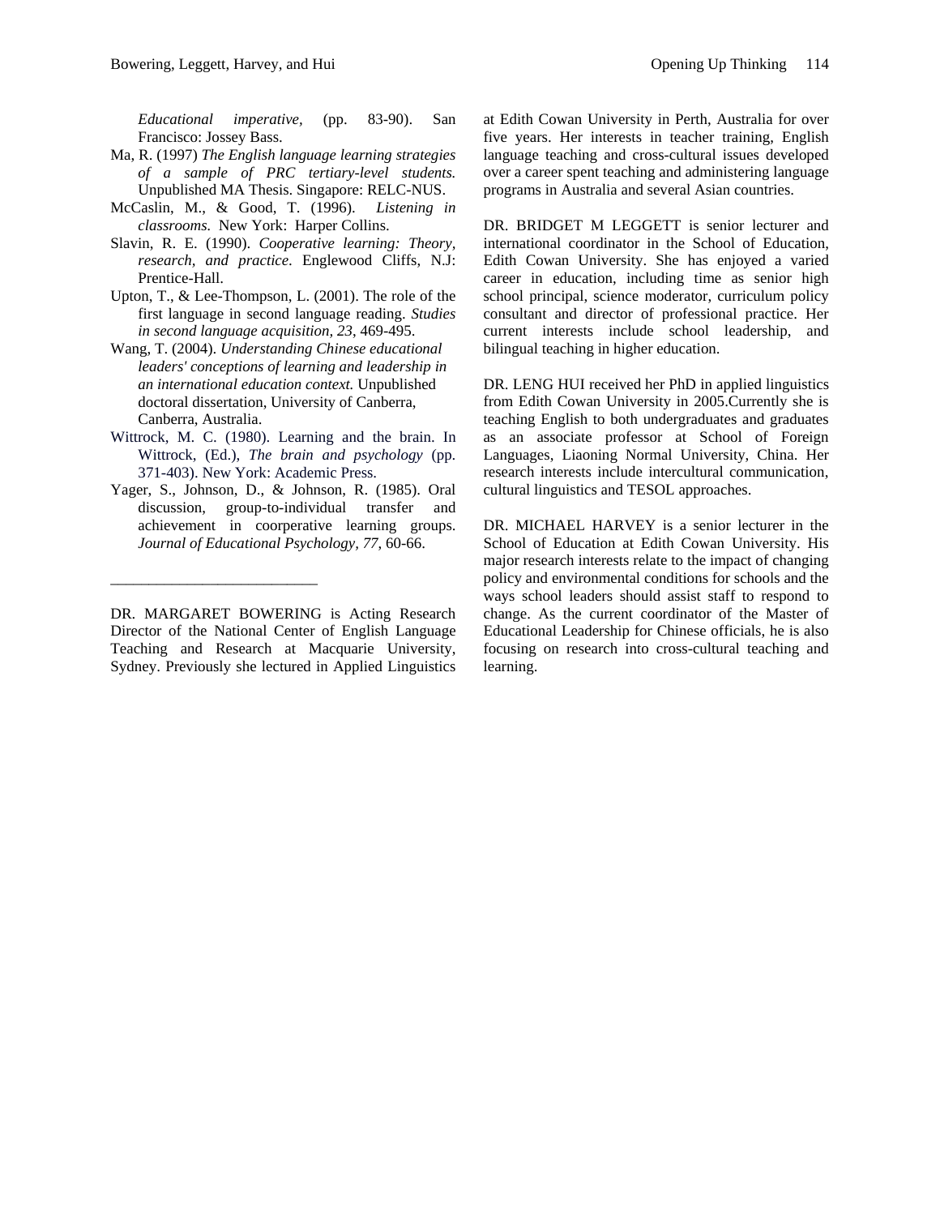*Educational imperative,* (pp. 83-90). San Francisco: Jossey Bass.

Ma, R. (1997) *The English language learning strategies of a sample of PRC tertiary-level students.* Unpublished MA Thesis. Singapore: RELC-NUS.

McCaslin, M., & Good, T. (1996). *Listening in classrooms.* New York: Harper Collins.

Slavin, R. E. (1990). *Cooperative learning: Theory, research, and practice*. Englewood Cliffs, N.J: Prentice-Hall.

Upton, T., & Lee-Thompson, L. (2001). The role of the first language in second language reading. *Studies in second language acquisition, 23*, 469-495.

Wang, T. (2004). *Understanding Chinese educational leaders' conceptions of learning and leadership in an international education context.* Unpublished doctoral dissertation, University of Canberra, Canberra, Australia.

Wittrock, M. C. (1980). Learning and the brain. In Wittrock, (Ed.), *The brain and psychology* (pp. 371-403). New York: Academic Press.

Yager, S., Johnson, D., & Johnson, R. (1985). Oral discussion, group-to-individual transfer and achievement in coorperative learning groups. *Journal of Educational Psychology, 77*, 60-66.

---

DR. MARGARET BOWERING is Acting Research Director of the National Center of English Language Teaching and Research at Macquarie University, Sydney. Previously she lectured in Applied Linguistics at Edith Cowan University in Perth, Australia for over five years. Her interests in teacher training, English language teaching and cross-cultural issues developed over a career spent teaching and administering language programs in Australia and several Asian countries.

DR. BRIDGET M LEGGETT is senior lecturer and international coordinator in the School of Education, Edith Cowan University. She has enjoyed a varied career in education, including time as senior high school principal, science moderator, curriculum policy consultant and director of professional practice. Her current interests include school leadership, and bilingual teaching in higher education.

DR. LENG HUI received her PhD in applied linguistics from Edith Cowan University in 2005.Currently she is teaching English to both undergraduates and graduates as an associate professor at School of Foreign Languages, Liaoning Normal University, China. Her research interests include intercultural communication, cultural linguistics and TESOL approaches.

DR. MICHAEL HARVEY is a senior lecturer in the School of Education at Edith Cowan University. His major research interests relate to the impact of changing policy and environmental conditions for schools and the ways school leaders should assist staff to respond to change. As the current coordinator of the Master of Educational Leadership for Chinese officials, he is also focusing on research into cross-cultural teaching and learning.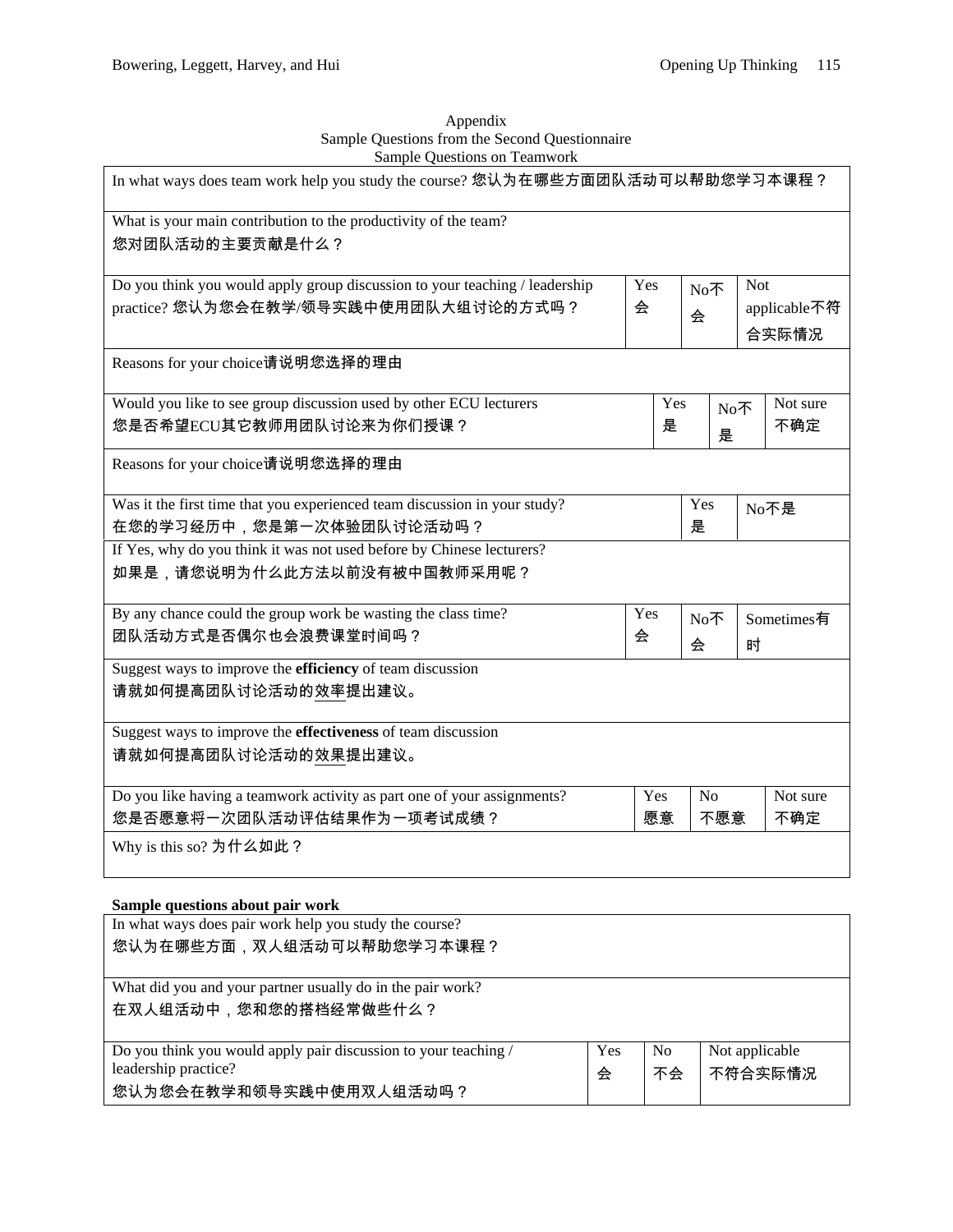Appendix
Sample Questions from the Second Questionnaire
Sample Questions on Teamwork

| In what ways does team work help you study the course? 您认为在哪些方面团队活动可以帮助您学习本课程？ | | | |
|---|---|---|---|
| What is your main contribution to the productivity of the team? 您对团队活动的主要贡献是什么？ | | | |
| Do you think you would apply group discussion to your teaching / leadership practice? 您认为您会在教学/领导实践中使用团队大组讨论的方式吗？ | Yes 会 | No不会 | Not applicable不符合实际情况 |
| Reasons for your choice请说明您选择的理由 | | | |
| Would you like to see group discussion used by other ECU lecturers 您是否希望ECU其它教师用团队讨论来为你们授课？ | Yes 是 | No不是 | Not sure 不确定 |
| Reasons for your choice请说明您选择的理由 | | | |
| Was it the first time that you experienced team discussion in your study? 在您的学习经历中，您是第一次体验团队讨论活动吗？ | Yes 是 | No不是 | |
| If Yes, why do you think it was not used before by Chinese lecturers? 如果是，请您说明为什么此方法以前没有被中国教师采用呢？ | | | |
| By any chance could the group work be wasting the class time? 团队活动方式是否偶尔也会浪费课堂时间吗？ | Yes 会 | No不会 | Sometimes有时 |
| Suggest ways to improve the **efficiency** of team discussion 请就如何提高团队讨论活动的效率提出建议。 | | | |
| Suggest ways to improve the **effectiveness** of team discussion 请就如何提高团队讨论活动的效果提出建议。 | | | |
| Do you like having a teamwork activity as part one of your assignments? 您是否愿意将一次团队活动评估结果作为一项考试成绩？ | Yes 愿意 | No 不愿意 | Not sure 不确定 |
| Why is this so? 为什么如此？ | | | |

**Sample questions about pair work**

| In what ways does pair work help you study the course? 您认为在哪些方面，双人组活动可以帮助您学习本课程？ | | | |
|---|---|---|---|
| What did you and your partner usually do in the pair work? 在双人组活动中，您和您的搭档经常做些什么？ | | | |
| Do you think you would apply pair discussion to your teaching / leadership practice? 您认为您会在教学和领导实践中使用双人组活动吗？ | Yes 会 | No 不会 | Not applicable 不符合实际情况 |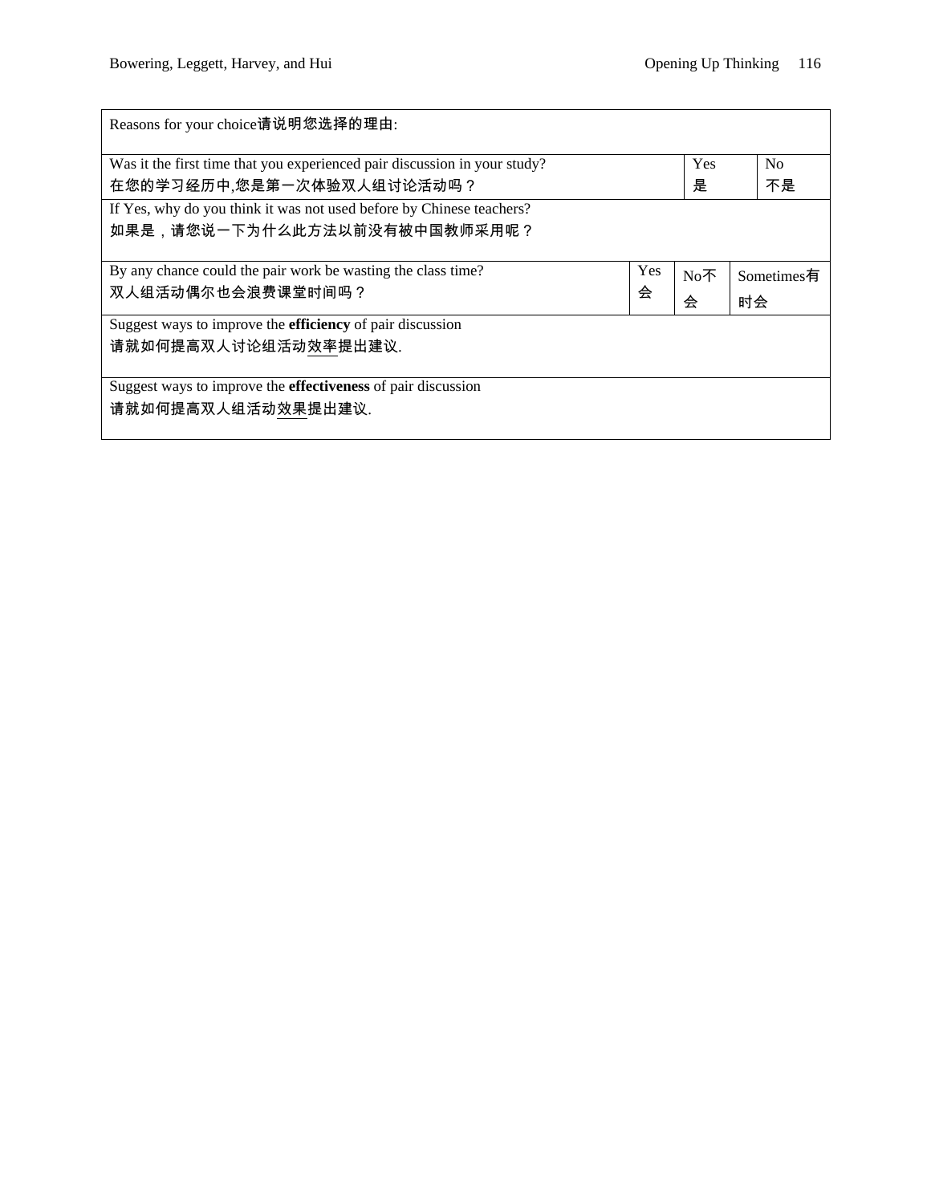| | | | |
|---|---|---|---|
| Reasons for your choice请说明您选择的理由: | | | |
| Was it the first time that you experienced pair discussion in your study?<br>在您的学习经历中,您是第一次体验双人组讨论活动吗？ | | Yes<br>是 | No<br>不是 |
| If Yes, why do you think it was not used before by Chinese teachers?<br>如果是，请您说一下为什么此方法以前没有被中国教师采用呢？ | | | |
| By any chance could the pair work be wasting the class time?<br>双人组活动偶尔也会浪费课堂时间吗？ | Yes<br>会 | No不<br>会 | Sometimes有<br>时会 |
| Suggest ways to improve the **efficiency** of pair discussion<br>请就如何提高双人讨论组活动效率提出建议. | | | |
| Suggest ways to improve the **effectiveness** of pair discussion<br>请就如何提高双人组活动效果提出建议. | | | |